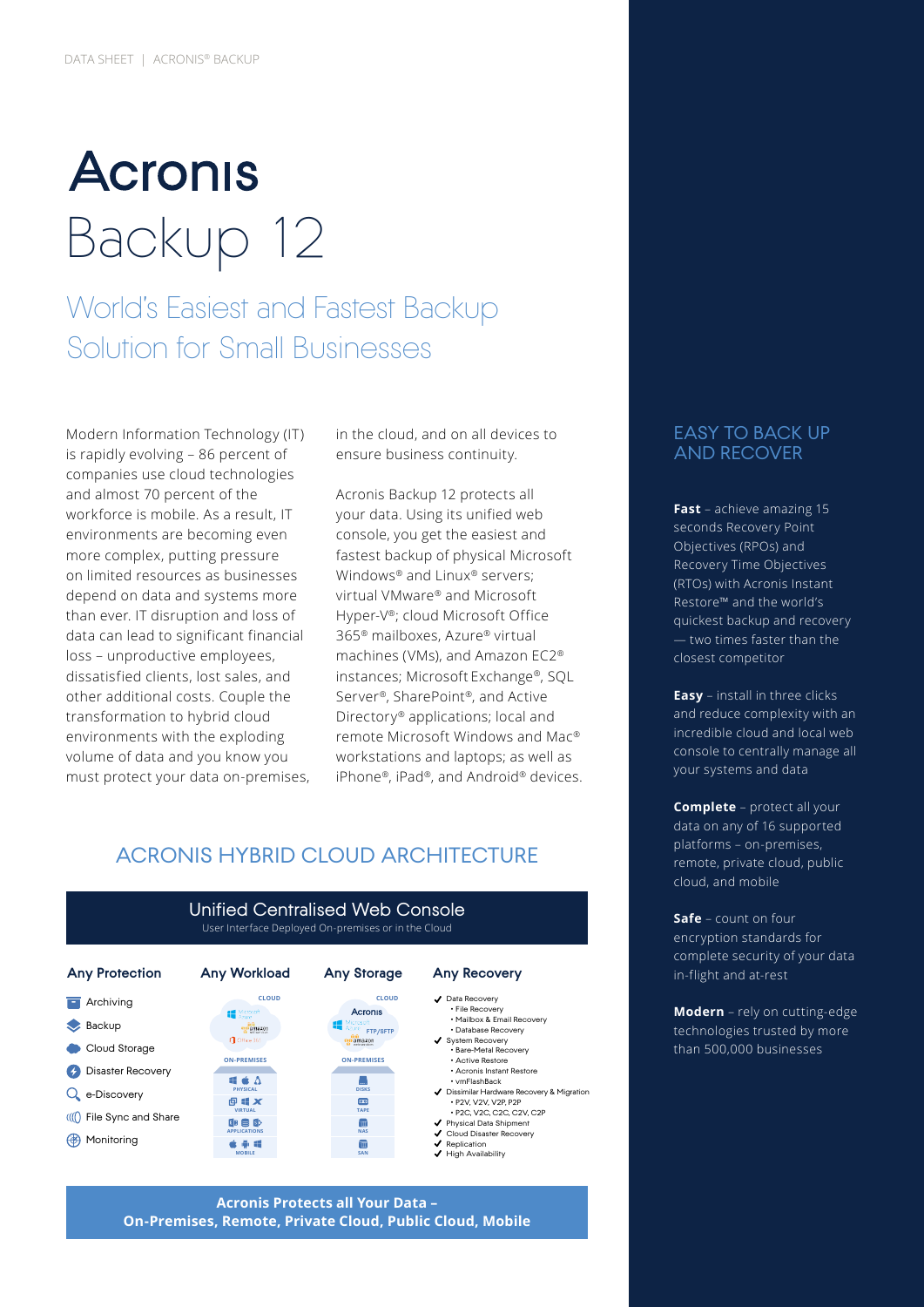# Acronis Backup 12

## World's Easiest and Fastest Backup Solution for Small Businesses

Modern Information Technology (IT) is rapidly evolving – 86 percent of companies use cloud technologies and almost 70 percent of the workforce is mobile. As a result, IT environments are becoming even more complex, putting pressure on limited resources as businesses depend on data and systems more than ever. IT disruption and loss of data can lead to significant financial loss – unproductive employees, dissatisfied clients, lost sales, and other additional costs. Couple the transformation to hybrid cloud environments with the exploding volume of data and you know you must protect your data on-premises, in the cloud, and on all devices to ensure business continuity.

Acronis Backup 12 protects all your data. Using its unified web console, you get the easiest and fastest backup of physical Microsoft Windows® and Linux® servers; virtual VMware® and Microsoft Hyper-V®; cloud Microsoft Office 365® mailboxes, Azure® virtual machines (VMs), and Amazon EC2® instances; Microsoft Exchange®, SQL Server®, SharePoint®, and Active Directory® applications; local and remote Microsoft Windows and Mac® workstations and laptops; as well as iPhone®, iPad®, and Android® devices.

## ACRONIS HYBRID CLOUD ARCHITECTURE

**Unified Centralised Web Console**
User Interface Deployed On-premises or in the Cloud

**Any Protection**
- Archiving
- Backup
- Cloud Storage
- Disaster Recovery
- e-Discovery
- File Sync and Share
- Monitoring

**Any Workload**
- CLOUD: Microsoft Azure, Amazon web services, Office 365
- ON-PREMISES: PHYSICAL, VIRTUAL, APPLICATIONS, MOBILE

**Any Storage**
- CLOUD: Acronis, Microsoft Azure, FTP/SFTP, amazon web services
- ON-PREMISES: DISKS, TAPE, NAS, SAN

**Any Recovery**
- ✓ Data Recovery
  - File Recovery
  - Mailbox & Email Recovery
  - Database Recovery
- ✓ System Recovery
  - Bare-Metal Recovery
  - Active Restore
  - Acronis Instant Restore
  - vmFlashBack
- ✓ Dissimilar Hardware Recovery & Migration
  - P2V, V2V, V2P, P2P
  - P2C, V2C, C2C, C2V, C2P
- ✓ Physical Data Shipment
- ✓ Cloud Disaster Recovery
- ✓ Replication
- ✓ High Availability

**Acronis Protects all Your Data – On-Premises, Remote, Private Cloud, Public Cloud, Mobile**

## EASY TO BACK UP AND RECOVER

**Fast** – achieve amazing 15 seconds Recovery Point Objectives (RPOs) and Recovery Time Objectives (RTOs) with Acronis Instant Restore™ and the world's quickest backup and recovery — two times faster than the closest competitor

**Easy** – install in three clicks and reduce complexity with an incredible cloud and local web console to centrally manage all your systems and data

**Complete** – protect all your data on any of 16 supported platforms – on-premises, remote, private cloud, public cloud, and mobile

**Safe** – count on four encryption standards for complete security of your data in-flight and at-rest

**Modern** – rely on cutting-edge technologies trusted by more than 500,000 businesses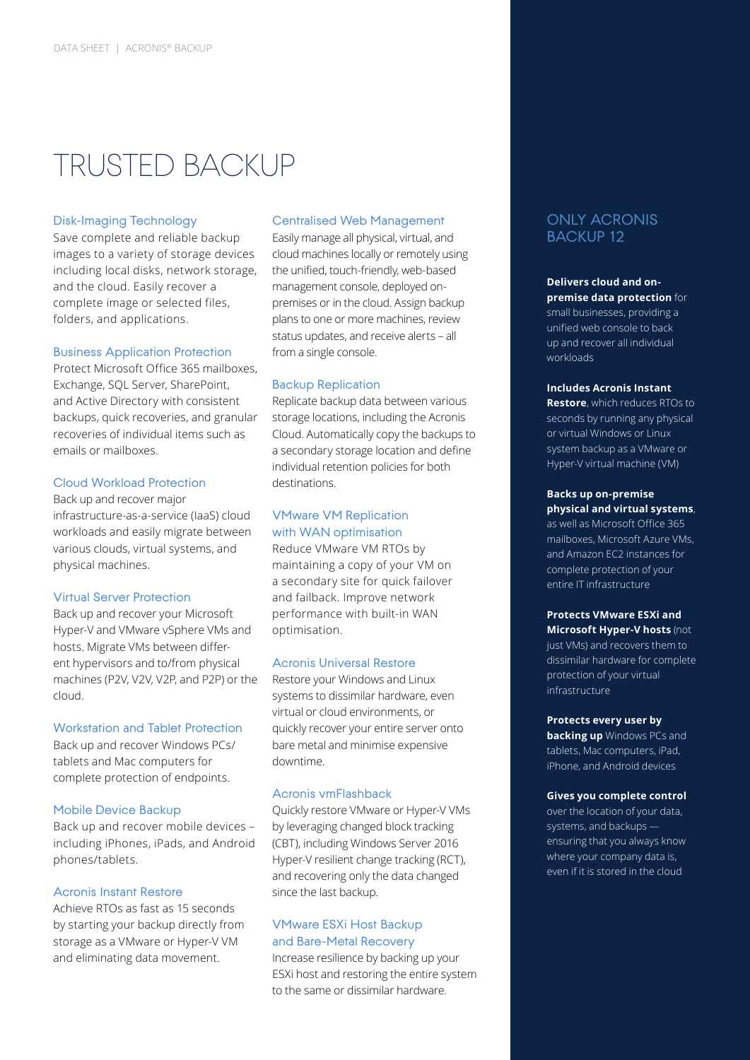# TRUSTED BACKUP

### Disk-Imaging Technology

Save complete and reliable backup images to a variety of storage devices including local disks, network storage, and the cloud. Easily recover a complete image or selected files, folders, and applications.

### Business Application Protection

Protect Microsoft Office 365 mailboxes, Exchange, SQL Server, SharePoint, and Active Directory with consistent backups, quick recoveries, and granular recoveries of individual items such as emails or mailboxes.

### Cloud Workload Protection

Back up and recover major infrastructure-as-a-service (IaaS) cloud workloads and easily migrate between various clouds, virtual systems, and physical machines.

### Virtual Server Protection

Back up and recover your Microsoft Hyper-V and VMware vSphere VMs and hosts. Migrate VMs between different hypervisors and to/from physical machines (P2V, V2V, V2P, and P2P) or the cloud.

### Workstation and Tablet Protection

Back up and recover Windows PCs/tablets and Mac computers for complete protection of endpoints.

### Mobile Device Backup

Back up and recover mobile devices – including iPhones, iPads, and Android phones/tablets.

### Acronis Instant Restore

Achieve RTOs as fast as 15 seconds by starting your backup directly from storage as a VMware or Hyper-V VM and eliminating data movement.

### Centralised Web Management

Easily manage all physical, virtual, and cloud machines locally or remotely using the unified, touch-friendly, web-based management console, deployed on-premises or in the cloud. Assign backup plans to one or more machines, review status updates, and receive alerts – all from a single console.

### Backup Replication

Replicate backup data between various storage locations, including the Acronis Cloud. Automatically copy the backups to a secondary storage location and define individual retention policies for both destinations.

### VMware VM Replication with WAN optimisation

Reduce VMware VM RTOs by maintaining a copy of your VM on a secondary site for quick failover and failback. Improve network performance with built-in WAN optimisation.

### Acronis Universal Restore

Restore your Windows and Linux systems to dissimilar hardware, even virtual or cloud environments, or quickly recover your entire server onto bare metal and minimise expensive downtime.

### Acronis vmFlashback

Quickly restore VMware or Hyper-V VMs by leveraging changed block tracking (CBT), including Windows Server 2016 Hyper-V resilient change tracking (RCT), and recovering only the data changed since the last backup.

### VMware ESXi Host Backup and Bare-Metal Recovery

Increase resilience by backing up your ESXi host and restoring the entire system to the same or dissimilar hardware.

## ONLY ACRONIS BACKUP 12

**Delivers cloud and on-premise data protection** for small businesses, providing a unified web console to back up and recover all individual workloads

**Includes Acronis Instant Restore**, which reduces RTOs to seconds by running any physical or virtual Windows or Linux system backup as a VMware or Hyper-V virtual machine (VM)

**Backs up on-premise physical and virtual systems**, as well as Microsoft Office 365 mailboxes, Microsoft Azure VMs, and Amazon EC2 instances for complete protection of your entire IT infrastructure

**Protects VMware ESXi and Microsoft Hyper-V hosts** (not just VMs) and recovers them to dissimilar hardware for complete protection of your virtual infrastructure

**Protects every user by backing up** Windows PCs and tablets, Mac computers, iPad, iPhone, and Android devices

**Gives you complete control** over the location of your data, systems, and backups — ensuring that you always know where your company data is, even if it is stored in the cloud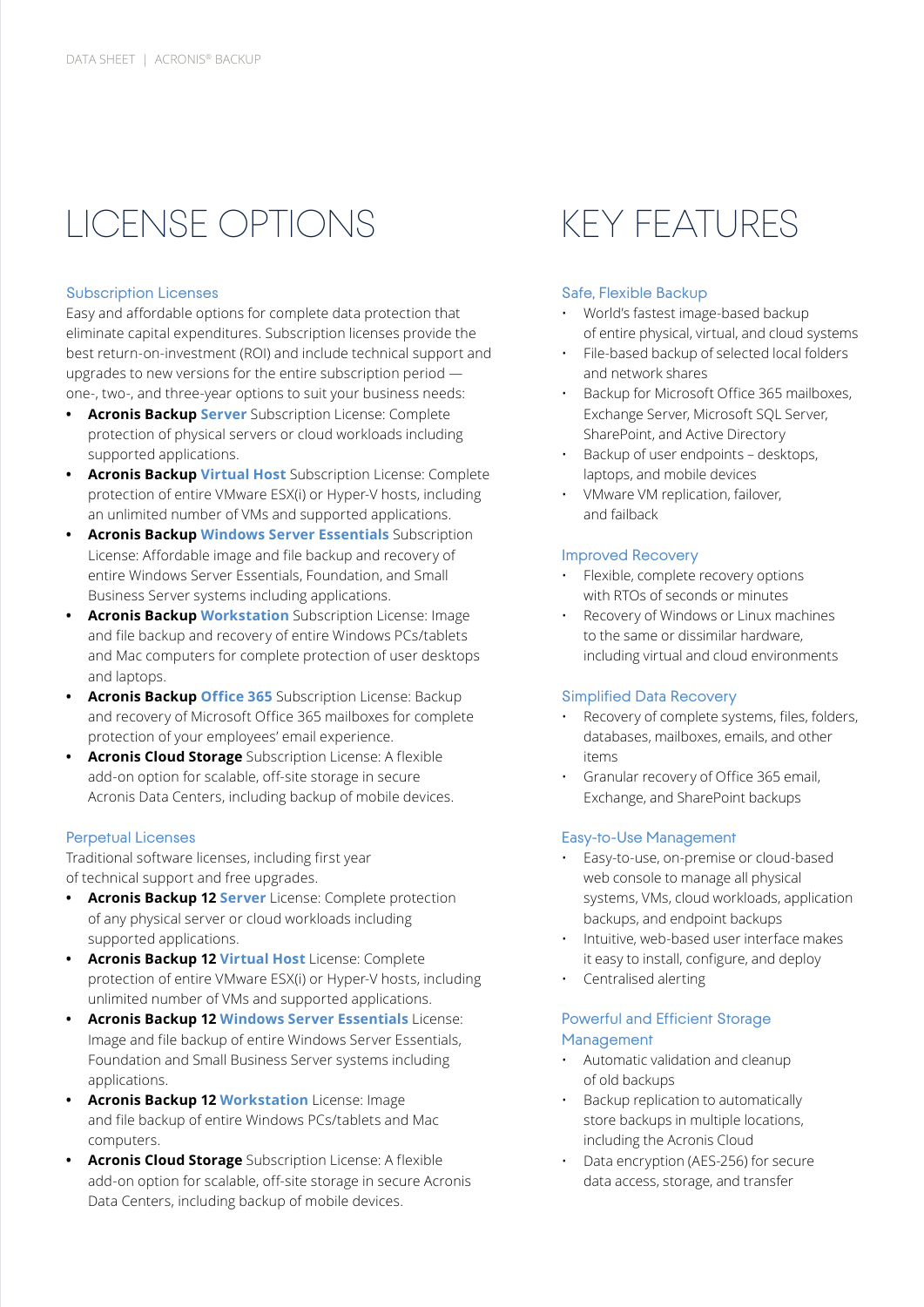# LICENSE OPTIONS

### Subscription Licenses

Easy and affordable options for complete data protection that eliminate capital expenditures. Subscription licenses provide the best return-on-investment (ROI) and include technical support and upgrades to new versions for the entire subscription period — one-, two-, and three-year options to suit your business needs:

- **Acronis Backup Server** Subscription License: Complete protection of physical servers or cloud workloads including supported applications.
- **Acronis Backup Virtual Host** Subscription License: Complete protection of entire VMware ESX(i) or Hyper-V hosts, including an unlimited number of VMs and supported applications.
- **Acronis Backup Windows Server Essentials** Subscription License: Affordable image and file backup and recovery of entire Windows Server Essentials, Foundation, and Small Business Server systems including applications.
- **Acronis Backup Workstation** Subscription License: Image and file backup and recovery of entire Windows PCs/tablets and Mac computers for complete protection of user desktops and laptops.
- **Acronis Backup Office 365** Subscription License: Backup and recovery of Microsoft Office 365 mailboxes for complete protection of your employees' email experience.
- **Acronis Cloud Storage** Subscription License: A flexible add-on option for scalable, off-site storage in secure Acronis Data Centers, including backup of mobile devices.

### Perpetual Licenses

Traditional software licenses, including first year of technical support and free upgrades.

- **Acronis Backup 12 Server** License: Complete protection of any physical server or cloud workloads including supported applications.
- **Acronis Backup 12 Virtual Host** License: Complete protection of entire VMware ESX(i) or Hyper-V hosts, including unlimited number of VMs and supported applications.
- **Acronis Backup 12 Windows Server Essentials** License: Image and file backup of entire Windows Server Essentials, Foundation and Small Business Server systems including applications.
- **Acronis Backup 12 Workstation** License: Image and file backup of entire Windows PCs/tablets and Mac computers.
- **Acronis Cloud Storage** Subscription License: A flexible add-on option for scalable, off-site storage in secure Acronis Data Centers, including backup of mobile devices.

# KEY FEATURES

### Safe, Flexible Backup

- World's fastest image-based backup of entire physical, virtual, and cloud systems
- File-based backup of selected local folders and network shares
- Backup for Microsoft Office 365 mailboxes, Exchange Server, Microsoft SQL Server, SharePoint, and Active Directory
- Backup of user endpoints – desktops, laptops, and mobile devices
- VMware VM replication, failover, and failback

### Improved Recovery

- Flexible, complete recovery options with RTOs of seconds or minutes
- Recovery of Windows or Linux machines to the same or dissimilar hardware, including virtual and cloud environments

### Simplified Data Recovery

- Recovery of complete systems, files, folders, databases, mailboxes, emails, and other items
- Granular recovery of Office 365 email, Exchange, and SharePoint backups

### Easy-to-Use Management

- Easy-to-use, on-premise or cloud-based web console to manage all physical systems, VMs, cloud workloads, application backups, and endpoint backups
- Intuitive, web-based user interface makes it easy to install, configure, and deploy
- Centralised alerting

### Powerful and Efficient Storage Management

- Automatic validation and cleanup of old backups
- Backup replication to automatically store backups in multiple locations, including the Acronis Cloud
- Data encryption (AES-256) for secure data access, storage, and transfer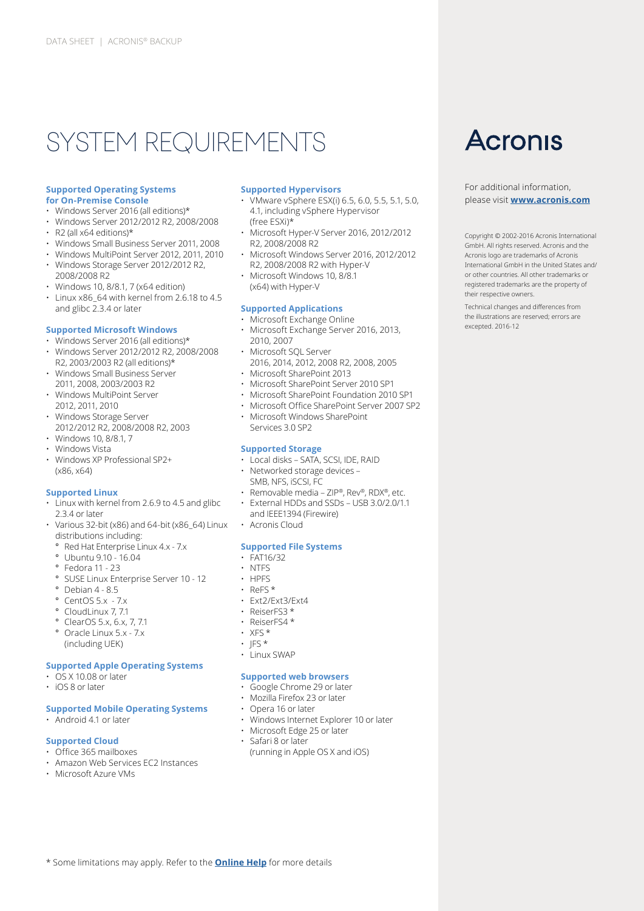# SYSTEM REQUIREMENTS

### Supported Operating Systems for On-Premise Console

- Windows Server 2016 (all editions)*
- Windows Server 2012/2012 R2, 2008/2008
- R2 (all x64 editions)*
- Windows Small Business Server 2011, 2008
- Windows MultiPoint Server 2012, 2011, 2010
- Windows Storage Server 2012/2012 R2, 2008/2008 R2
- Windows 10, 8/8.1, 7 (x64 edition)
- Linux x86_64 with kernel from 2.6.18 to 4.5 and glibc 2.3.4 or later

### Supported Microsoft Windows

- Windows Server 2016 (all editions)*
- Windows Server 2012/2012 R2, 2008/2008 R2, 2003/2003 R2 (all editions)*
- Windows Small Business Server 2011, 2008, 2003/2003 R2
- Windows MultiPoint Server 2012, 2011, 2010
- Windows Storage Server 2012/2012 R2, 2008/2008 R2, 2003
- Windows 10, 8/8.1, 7
- Windows Vista
- Windows XP Professional SP2+ (x86, x64)

### Supported Linux

- Linux with kernel from 2.6.9 to 4.5 and glibc 2.3.4 or later
- Various 32-bit (x86) and 64-bit (x86_64) Linux distributions including:
  - Red Hat Enterprise Linux 4.x - 7.x
  - Ubuntu 9.10 - 16.04
  - Fedora 11 - 23
  - SUSE Linux Enterprise Server 10 - 12
  - Debian 4 - 8.5
  - CentOS 5.x - 7.x
  - CloudLinux 7, 7.1
  - ClearOS 5.x, 6.x, 7, 7.1
  - Oracle Linux 5.x - 7.x (including UEK)

### Supported Apple Operating Systems

- OS X 10.08 or later
- iOS 8 or later

### Supported Mobile Operating Systems

- Android 4.1 or later

### Supported Cloud

- Office 365 mailboxes
- Amazon Web Services EC2 Instances
- Microsoft Azure VMs

### Supported Hypervisors

- VMware vSphere ESX(i) 6.5, 6.0, 5.5, 5.1, 5.0, 4.1, including vSphere Hypervisor (free ESXi)*
- Microsoft Hyper-V Server 2016, 2012/2012 R2, 2008/2008 R2
- Microsoft Windows Server 2016, 2012/2012 R2, 2008/2008 R2 with Hyper-V
- Microsoft Windows 10, 8/8.1 (x64) with Hyper-V

### Supported Applications

- Microsoft Exchange Online
- Microsoft Exchange Server 2016, 2013, 2010, 2007
- Microsoft SQL Server 2016, 2014, 2012, 2008 R2, 2008, 2005
- Microsoft SharePoint 2013
- Microsoft SharePoint Server 2010 SP1
- Microsoft SharePoint Foundation 2010 SP1
- Microsoft Office SharePoint Server 2007 SP2
- Microsoft Windows SharePoint Services 3.0 SP2

### Supported Storage

- Local disks – SATA, SCSI, IDE, RAID
- Networked storage devices – SMB, NFS, iSCSI, FC
- Removable media – ZIP®, Rev®, RDX®, etc.
- External HDDs and SSDs – USB 3.0/2.0/1.1 and IEEE1394 (Firewire)
- Acronis Cloud

### Supported File Systems

- FAT16/32
- NTFS
- HPFS
- ReFS *
- Ext2/Ext3/Ext4
- ReiserFS3 *
- ReiserFS4 *
- XFS *
- JFS *
- Linux SWAP

### Supported web browsers

- Google Chrome 29 or later
- Mozilla Firefox 23 or later
- Opera 16 or later
- Windows Internet Explorer 10 or later
- Microsoft Edge 25 or later
- Safari 8 or later (running in Apple OS X and iOS)

\* Some limitations may apply. Refer to the **Online Help** for more details

---

**Acronis**

For additional information, please visit **www.acronis.com**

Copyright © 2002-2016 Acronis International GmbH. All rights reserved. Acronis and the Acronis logo are trademarks of Acronis International GmbH in the United States and/or other countries. All other trademarks or registered trademarks are the property of their respective owners.

Technical changes and differences from the illustrations are reserved; errors are excepted. 2016-12